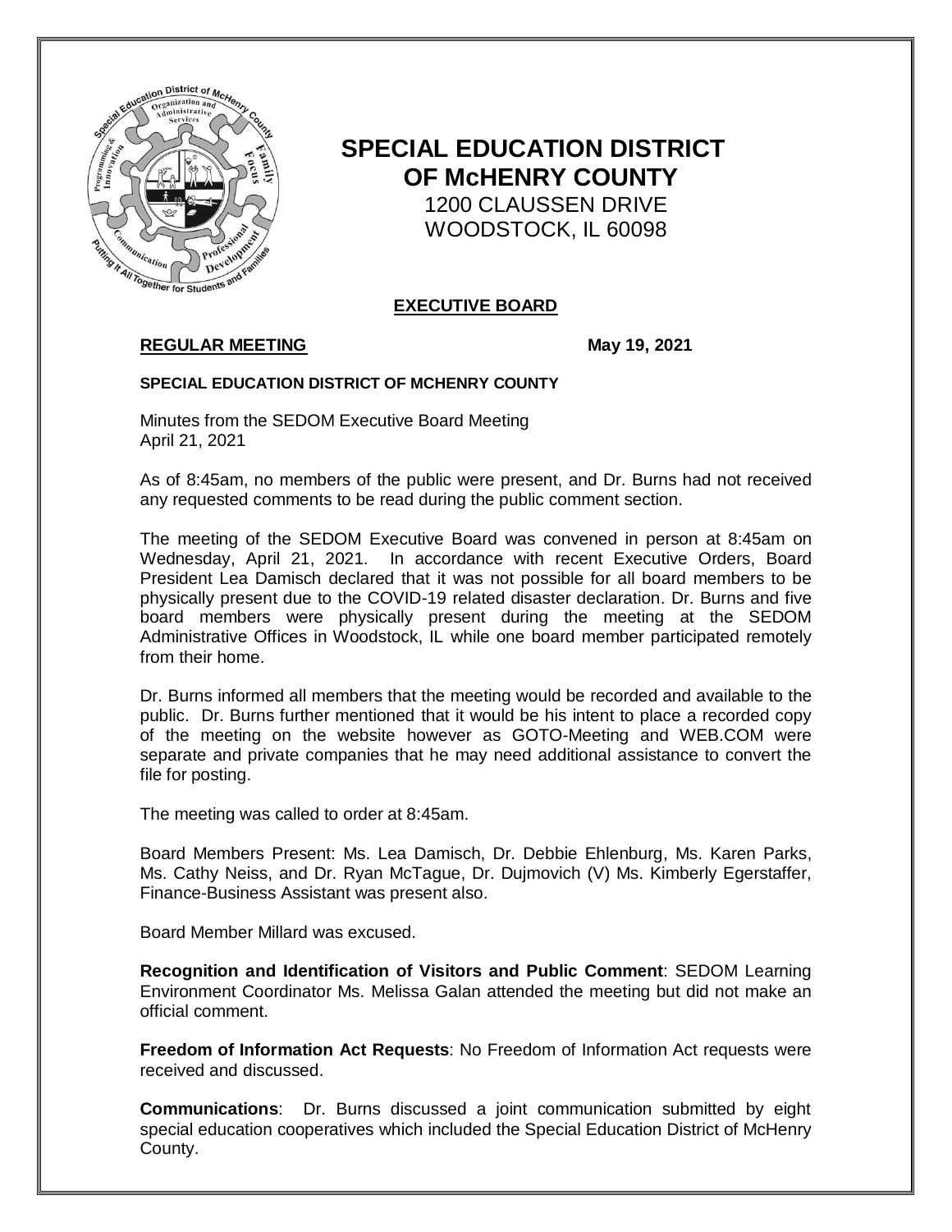# SPECIAL EDUCATION DISTRICT OF McHENRY COUNTY

1200 CLAUSSEN DRIVE
WOODSTOCK, IL 60098

## EXECUTIVE BOARD

**REGULAR MEETING** **May 19, 2021**

**SPECIAL EDUCATION DISTRICT OF MCHENRY COUNTY**

Minutes from the SEDOM Executive Board Meeting
April 21, 2021

As of 8:45am, no members of the public were present, and Dr. Burns had not received any requested comments to be read during the public comment section.

The meeting of the SEDOM Executive Board was convened in person at 8:45am on Wednesday, April 21, 2021. In accordance with recent Executive Orders, Board President Lea Damisch declared that it was not possible for all board members to be physically present due to the COVID-19 related disaster declaration. Dr. Burns and five board members were physically present during the meeting at the SEDOM Administrative Offices in Woodstock, IL while one board member participated remotely from their home.

Dr. Burns informed all members that the meeting would be recorded and available to the public. Dr. Burns further mentioned that it would be his intent to place a recorded copy of the meeting on the website however as GOTO-Meeting and WEB.COM were separate and private companies that he may need additional assistance to convert the file for posting.

The meeting was called to order at 8:45am.

Board Members Present: Ms. Lea Damisch, Dr. Debbie Ehlenburg, Ms. Karen Parks, Ms. Cathy Neiss, and Dr. Ryan McTague, Dr. Dujmovich (V) Ms. Kimberly Egerstaffer, Finance-Business Assistant was present also.

Board Member Millard was excused.

**Recognition and Identification of Visitors and Public Comment**: SEDOM Learning Environment Coordinator Ms. Melissa Galan attended the meeting but did not make an official comment.

**Freedom of Information Act Requests**: No Freedom of Information Act requests were received and discussed.

**Communications**: Dr. Burns discussed a joint communication submitted by eight special education cooperatives which included the Special Education District of McHenry County.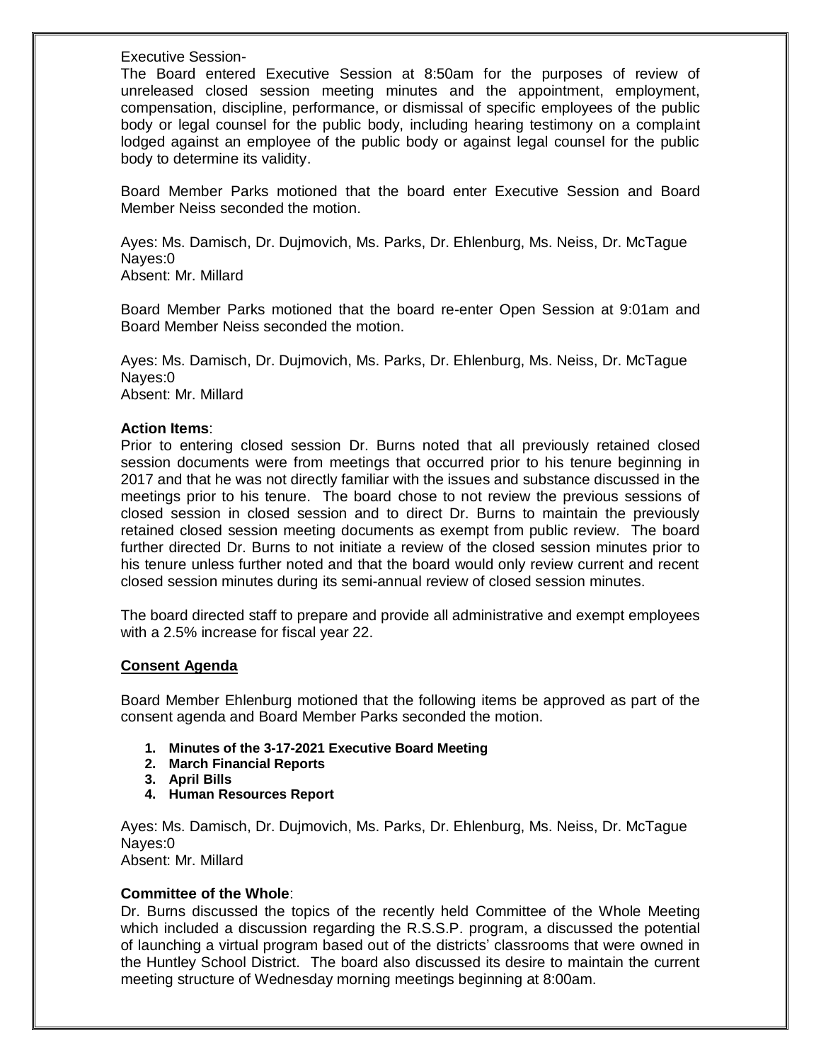Executive Session-

The Board entered Executive Session at 8:50am for the purposes of review of unreleased closed session meeting minutes and the appointment, employment, compensation, discipline, performance, or dismissal of specific employees of the public body or legal counsel for the public body, including hearing testimony on a complaint lodged against an employee of the public body or against legal counsel for the public body to determine its validity.

Board Member Parks motioned that the board enter Executive Session and Board Member Neiss seconded the motion.

Ayes: Ms. Damisch, Dr. Dujmovich, Ms. Parks, Dr. Ehlenburg, Ms. Neiss, Dr. McTague
Nayes:0
Absent: Mr. Millard

Board Member Parks motioned that the board re-enter Open Session at 9:01am and Board Member Neiss seconded the motion.

Ayes: Ms. Damisch, Dr. Dujmovich, Ms. Parks, Dr. Ehlenburg, Ms. Neiss, Dr. McTague
Nayes:0
Absent: Mr. Millard

**Action Items**:

Prior to entering closed session Dr. Burns noted that all previously retained closed session documents were from meetings that occurred prior to his tenure beginning in 2017 and that he was not directly familiar with the issues and substance discussed in the meetings prior to his tenure. The board chose to not review the previous sessions of closed session in closed session and to direct Dr. Burns to maintain the previously retained closed session meeting documents as exempt from public review. The board further directed Dr. Burns to not initiate a review of the closed session minutes prior to his tenure unless further noted and that the board would only review current and recent closed session minutes during its semi-annual review of closed session minutes.

The board directed staff to prepare and provide all administrative and exempt employees with a 2.5% increase for fiscal year 22.

**Consent Agenda**

Board Member Ehlenburg motioned that the following items be approved as part of the consent agenda and Board Member Parks seconded the motion.

1. **Minutes of the 3-17-2021 Executive Board Meeting**
2. **March Financial Reports**
3. **April Bills**
4. **Human Resources Report**

Ayes: Ms. Damisch, Dr. Dujmovich, Ms. Parks, Dr. Ehlenburg, Ms. Neiss, Dr. McTague
Nayes:0
Absent: Mr. Millard

**Committee of the Whole**:

Dr. Burns discussed the topics of the recently held Committee of the Whole Meeting which included a discussion regarding the R.S.S.P. program, a discussed the potential of launching a virtual program based out of the districts' classrooms that were owned in the Huntley School District. The board also discussed its desire to maintain the current meeting structure of Wednesday morning meetings beginning at 8:00am.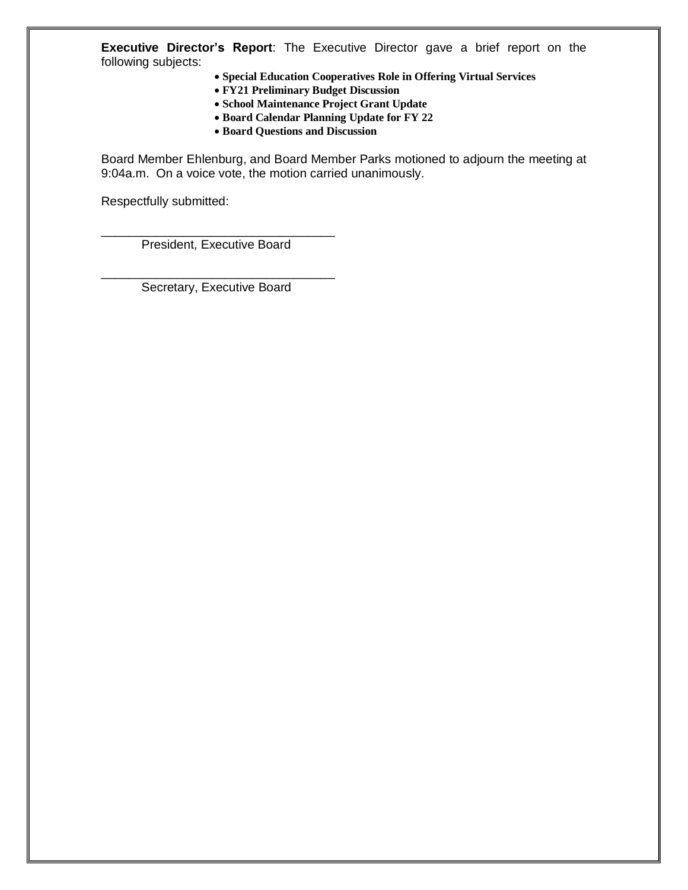**Executive Director's Report**: The Executive Director gave a brief report on the following subjects:

- **Special Education Cooperatives Role in Offering Virtual Services**
- **FY21 Preliminary Budget Discussion**
- **School Maintenance Project Grant Update**
- **Board Calendar Planning Update for FY 22**
- **Board Questions and Discussion**

Board Member Ehlenburg, and Board Member Parks motioned to adjourn the meeting at 9:04a.m. On a voice vote, the motion carried unanimously.

Respectfully submitted:

\_\_\_\_\_\_\_\_\_\_\_\_\_\_\_\_\_\_\_\_\_\_\_\_\_\_\_\_\_\_\_\_\_\_
President, Executive Board

\_\_\_\_\_\_\_\_\_\_\_\_\_\_\_\_\_\_\_\_\_\_\_\_\_\_\_\_\_\_\_\_\_\_
Secretary, Executive Board